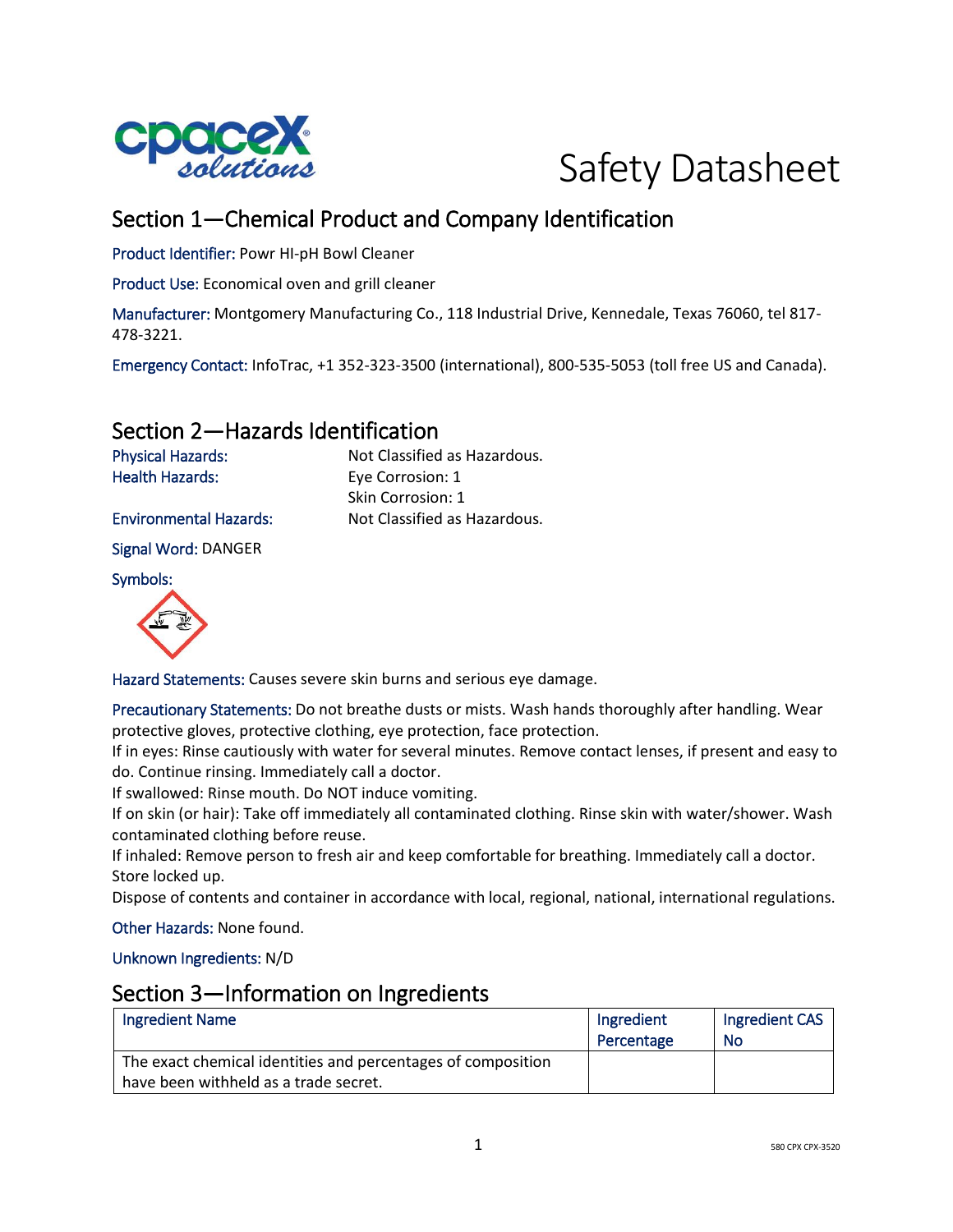# Safety Datasheet

## Section 1—Chemical Product and Company Identification

Product Identifier: Powr HI-pH Bowl Cleaner

Product Use: Economical oven and grill cleaner

Manufacturer: Montgomery Manufacturing Co., 118 Industrial Drive, Kennedale, Texas 76060, tel 817-478-3221.

Emergency Contact: InfoTrac, +1 352-323-3500 (international), 800-535-5053 (toll free US and Canada).

## Section 2—Hazards Identification

Physical Hazards: Not Classified as Hazardous.

Health Hazards: Eye Corrosion: 1
Skin Corrosion: 1

Environmental Hazards: Not Classified as Hazardous.

Signal Word: DANGER

Symbols:

Hazard Statements: Causes severe skin burns and serious eye damage.

Precautionary Statements: Do not breathe dusts or mists. Wash hands thoroughly after handling. Wear protective gloves, protective clothing, eye protection, face protection.
If in eyes: Rinse cautiously with water for several minutes. Remove contact lenses, if present and easy to do. Continue rinsing. Immediately call a doctor.
If swallowed: Rinse mouth. Do NOT induce vomiting.
If on skin (or hair): Take off immediately all contaminated clothing. Rinse skin with water/shower. Wash contaminated clothing before reuse.
If inhaled: Remove person to fresh air and keep comfortable for breathing. Immediately call a doctor.
Store locked up.
Dispose of contents and container in accordance with local, regional, national, international regulations.

Other Hazards: None found.

Unknown Ingredients: N/D

## Section 3—Information on Ingredients

| Ingredient Name | Ingredient Percentage | Ingredient CAS No |
|---|---|---|
| The exact chemical identities and percentages of composition have been withheld as a trade secret. | | |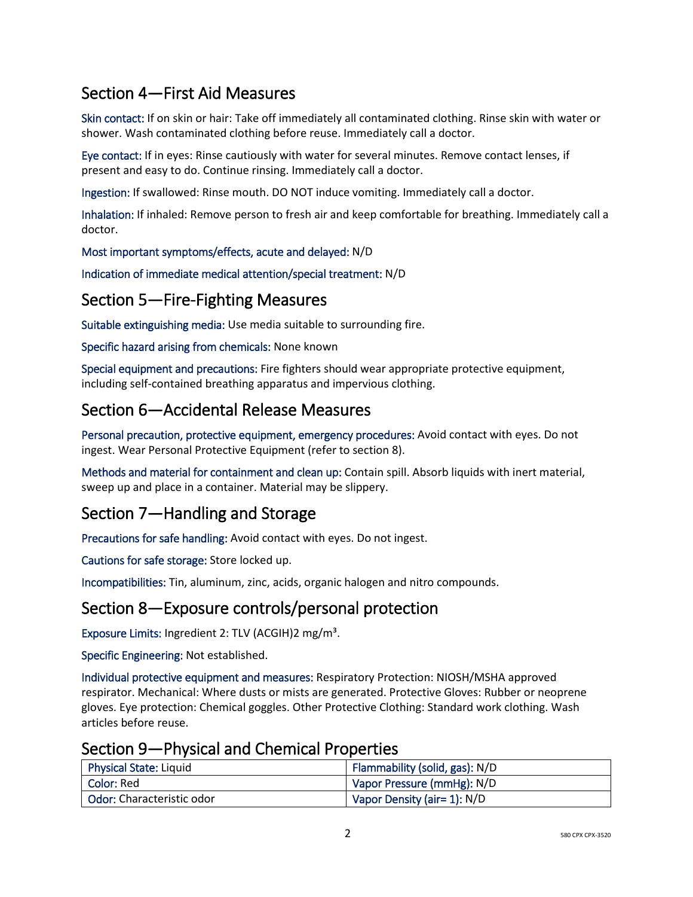## Section 4—First Aid Measures

Skin contact: If on skin or hair: Take off immediately all contaminated clothing. Rinse skin with water or shower. Wash contaminated clothing before reuse. Immediately call a doctor.

Eye contact: If in eyes: Rinse cautiously with water for several minutes. Remove contact lenses, if present and easy to do. Continue rinsing. Immediately call a doctor.

Ingestion: If swallowed: Rinse mouth. DO NOT induce vomiting. Immediately call a doctor.

Inhalation: If inhaled: Remove person to fresh air and keep comfortable for breathing. Immediately call a doctor.

Most important symptoms/effects, acute and delayed: N/D

Indication of immediate medical attention/special treatment: N/D

## Section 5—Fire-Fighting Measures

Suitable extinguishing media: Use media suitable to surrounding fire.

Specific hazard arising from chemicals: None known

Special equipment and precautions: Fire fighters should wear appropriate protective equipment, including self-contained breathing apparatus and impervious clothing.

## Section 6—Accidental Release Measures

Personal precaution, protective equipment, emergency procedures: Avoid contact with eyes. Do not ingest. Wear Personal Protective Equipment (refer to section 8).

Methods and material for containment and clean up: Contain spill. Absorb liquids with inert material, sweep up and place in a container. Material may be slippery.

## Section 7—Handling and Storage

Precautions for safe handling: Avoid contact with eyes. Do not ingest.

Cautions for safe storage: Store locked up.

Incompatibilities: Tin, aluminum, zinc, acids, organic halogen and nitro compounds.

## Section 8—Exposure controls/personal protection

Exposure Limits: Ingredient 2: TLV (ACGIH)2 mg/m³.

Specific Engineering: Not established.

Individual protective equipment and measures: Respiratory Protection: NIOSH/MSHA approved respirator. Mechanical: Where dusts or mists are generated. Protective Gloves: Rubber or neoprene gloves. Eye protection: Chemical goggles. Other Protective Clothing: Standard work clothing. Wash articles before reuse.

## Section 9—Physical and Chemical Properties

| Physical State: Liquid | Flammability (solid, gas): N/D |
|---|---|
| Color: Red | Vapor Pressure (mmHg): N/D |
| Odor: Characteristic odor | Vapor Density (air= 1): N/D |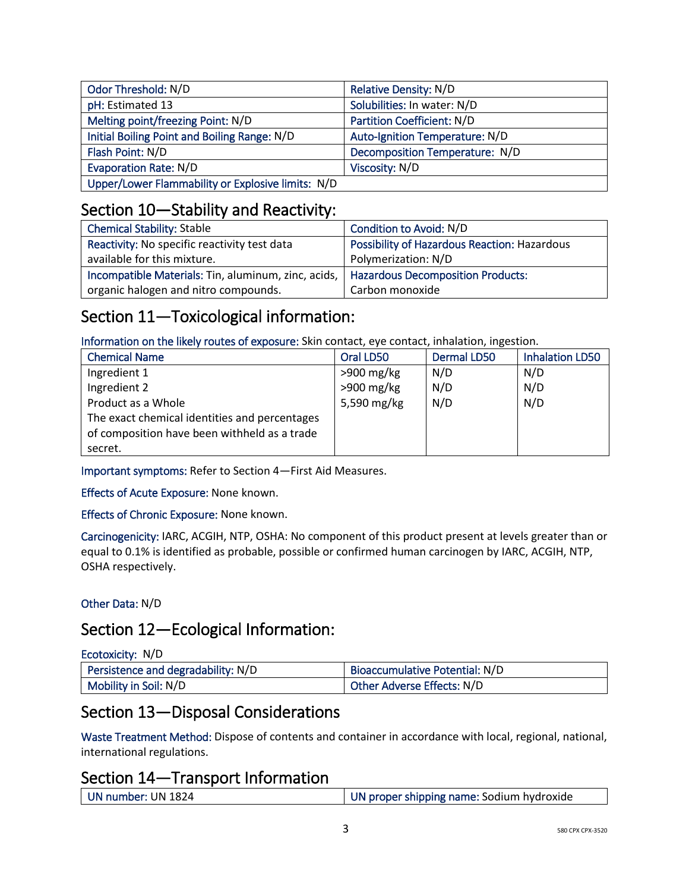| Odor Threshold: N/D | Relative Density: N/D |
|---|---|
| pH: Estimated 13 | Solubilities: In water: N/D |
| Melting point/freezing Point: N/D | Partition Coefficient: N/D |
| Initial Boiling Point and Boiling Range: N/D | Auto-Ignition Temperature: N/D |
| Flash Point: N/D | Decomposition Temperature: N/D |
| Evaporation Rate: N/D | Viscosity: N/D |
| Upper/Lower Flammability or Explosive limits: N/D | |

## Section 10—Stability and Reactivity:

| Chemical Stability: Stable | Condition to Avoid: N/D |
|---|---|
| Reactivity: No specific reactivity test data available for this mixture. | Possibility of Hazardous Reaction: Hazardous Polymerization: N/D |
| Incompatible Materials: Tin, aluminum, zinc, acids, organic halogen and nitro compounds. | Hazardous Decomposition Products: Carbon monoxide |

## Section 11—Toxicological information:

Information on the likely routes of exposure: Skin contact, eye contact, inhalation, ingestion.

| Chemical Name | Oral LD50 | Dermal LD50 | Inhalation LD50 |
|---|---|---|---|
| Ingredient 1 | >900 mg/kg | N/D | N/D |
| Ingredient 2 | >900 mg/kg | N/D | N/D |
| Product as a Whole | 5,590 mg/kg | N/D | N/D |
| The exact chemical identities and percentages of composition have been withheld as a trade secret. | | | |

Important symptoms: Refer to Section 4—First Aid Measures.

Effects of Acute Exposure: None known.

Effects of Chronic Exposure: None known.

Carcinogenicity: IARC, ACGIH, NTP, OSHA: No component of this product present at levels greater than or equal to 0.1% is identified as probable, possible or confirmed human carcinogen by IARC, ACGIH, NTP, OSHA respectively.

Other Data: N/D

## Section 12—Ecological Information:

Ecotoxicity: N/D

| Persistence and degradability: N/D | Bioaccumulative Potential: N/D |
|---|---|
| Mobility in Soil: N/D | Other Adverse Effects: N/D |

## Section 13—Disposal Considerations

Waste Treatment Method: Dispose of contents and container in accordance with local, regional, national, international regulations.

## Section 14—Transport Information

| UN number: UN 1824 | UN proper shipping name: Sodium hydroxide |
|---|---|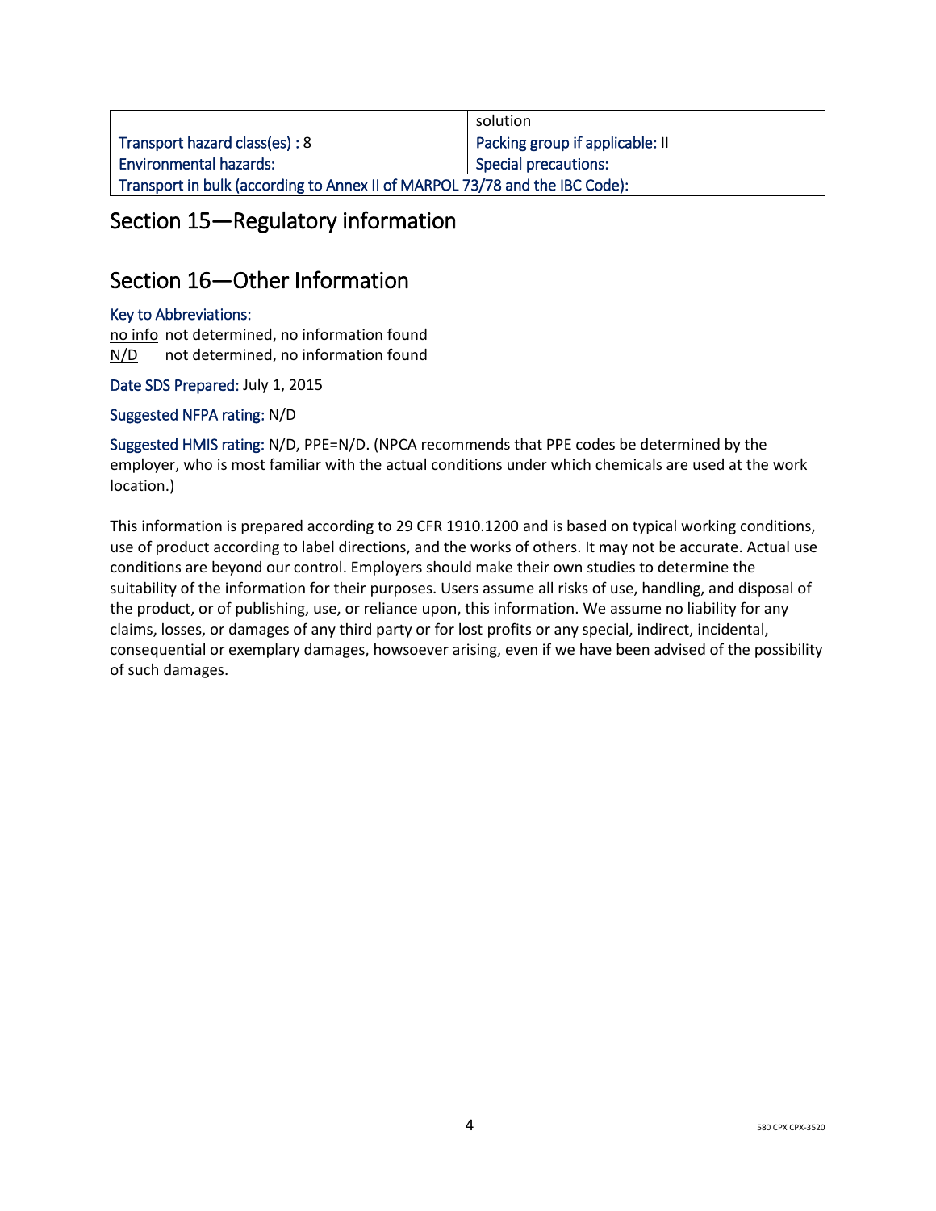| | |
|---|---|
| | solution |
| Transport hazard class(es) : 8 | Packing group if applicable: II |
| Environmental hazards: | Special precautions: |
| Transport in bulk (according to Annex II of MARPOL 73/78 and the IBC Code): | |

## Section 15—Regulatory information

## Section 16—Other Information

Key to Abbreviations:
no info not determined, no information found
N/D not determined, no information found

Date SDS Prepared: July 1, 2015

Suggested NFPA rating: N/D

Suggested HMIS rating: N/D, PPE=N/D. (NPCA recommends that PPE codes be determined by the employer, who is most familiar with the actual conditions under which chemicals are used at the work location.)

This information is prepared according to 29 CFR 1910.1200 and is based on typical working conditions, use of product according to label directions, and the works of others. It may not be accurate. Actual use conditions are beyond our control. Employers should make their own studies to determine the suitability of the information for their purposes. Users assume all risks of use, handling, and disposal of the product, or of publishing, use, or reliance upon, this information. We assume no liability for any claims, losses, or damages of any third party or for lost profits or any special, indirect, incidental, consequential or exemplary damages, howsoever arising, even if we have been advised of the possibility of such damages.